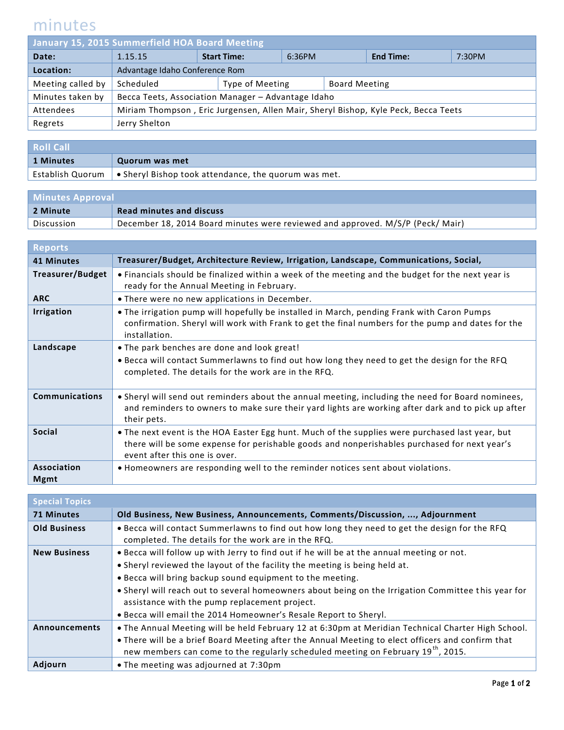# minutes

| January 15, 2015 Summerfield HOA Board Meeting | | | | | |
|---|---|---|---|---|---|
| **Date:** | 1.15.15 | **Start Time:** | 6:36PM | **End Time:** | 7:30PM |
| **Location:** | Advantage Idaho Conference Rom | | | | |
| Meeting called by | Scheduled | Type of Meeting | Board Meeting | | |
| Minutes taken by | Becca Teets, Association Manager – Advantage Idaho | | | | |
| Attendees | Miriam Thompson , Eric Jurgensen, Allen Mair, Sheryl Bishop, Kyle Peck, Becca Teets | | | | |
| Regrets | Jerry Shelton | | | | |

## Roll Call

| 1 Minutes | Quorum was met |
|---|---|
| Establish Quorum | • Sheryl Bishop took attendance, the quorum was met. |

## Minutes Approval

| 2 Minute | Read minutes and discuss |
|---|---|
| Discussion | December 18, 2014 Board minutes were reviewed and approved. M/S/P (Peck/ Mair) |

## Reports

| 41 Minutes | Treasurer/Budget, Architecture Review, Irrigation, Landscape, Communications, Social, |
|---|---|
| **Treasurer/Budget** | • Financials should be finalized within a week of the meeting and the budget for the next year is ready for the Annual Meeting in February. |
| **ARC** | • There were no new applications in December. |
| **Irrigation** | • The irrigation pump will hopefully be installed in March, pending Frank with Caron Pumps confirmation. Sheryl will work with Frank to get the final numbers for the pump and dates for the installation. |
| **Landscape** | • The park benches are done and look great!<br>• Becca will contact Summerlawns to find out how long they need to get the design for the RFQ completed. The details for the work are in the RFQ. |
| **Communications** | • Sheryl will send out reminders about the annual meeting, including the need for Board nominees, and reminders to owners to make sure their yard lights are working after dark and to pick up after their pets. |
| **Social** | • The next event is the HOA Easter Egg hunt. Much of the supplies were purchased last year, but there will be some expense for perishable goods and nonperishables purchased for next year's event after this one is over. |
| **Association Mgmt** | • Homeowners are responding well to the reminder notices sent about violations. |

## Special Topics

| 71 Minutes | Old Business, New Business, Announcements, Comments/Discussion, ..., Adjournment |
|---|---|
| **Old Business** | • Becca will contact Summerlawns to find out how long they need to get the design for the RFQ completed. The details for the work are in the RFQ. |
| **New Business** | • Becca will follow up with Jerry to find out if he will be at the annual meeting or not.<br>• Sheryl reviewed the layout of the facility the meeting is being held at.<br>• Becca will bring backup sound equipment to the meeting.<br>• Sheryl will reach out to several homeowners about being on the Irrigation Committee this year for assistance with the pump replacement project.<br>• Becca will email the 2014 Homeowner's Resale Report to Sheryl. |
| **Announcements** | • The Annual Meeting will be held February 12 at 6:30pm at Meridian Technical Charter High School.<br>• There will be a brief Board Meeting after the Annual Meeting to elect officers and confirm that new members can come to the regularly scheduled meeting on February 19th, 2015. |
| **Adjourn** | • The meeting was adjourned at 7:30pm |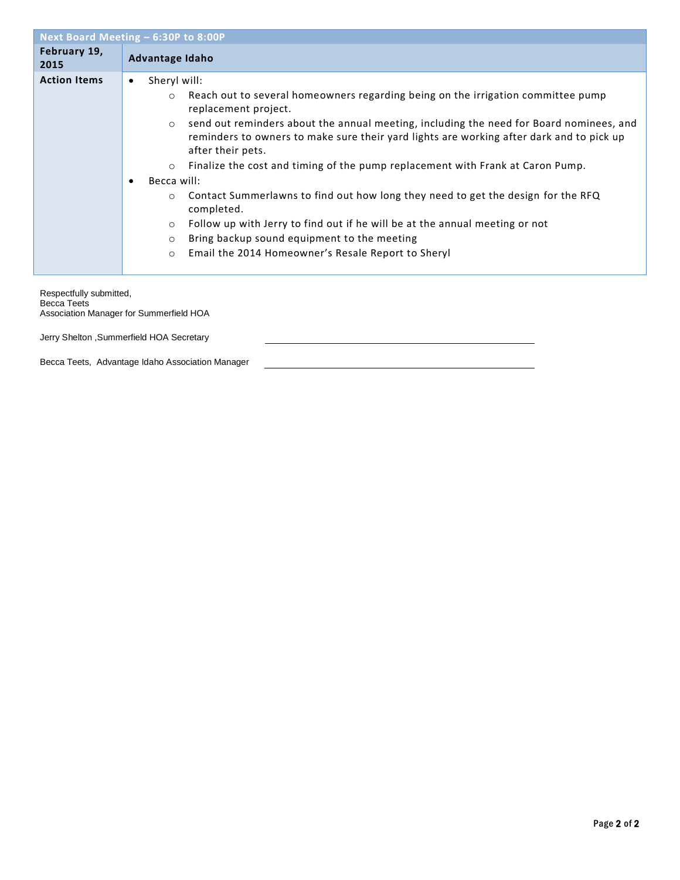| Next Board Meeting – 6:30P to 8:00P | |
|---|---|
| **February 19, 2015** | **Advantage Idaho** |
| **Action Items** | • Sheryl will:<br>○ Reach out to several homeowners regarding being on the irrigation committee pump replacement project.<br>○ send out reminders about the annual meeting, including the need for Board nominees, and reminders to owners to make sure their yard lights are working after dark and to pick up after their pets.<br>○ Finalize the cost and timing of the pump replacement with Frank at Caron Pump.<br>• Becca will:<br>○ Contact Summerlawns to find out how long they need to get the design for the RFQ completed.<br>○ Follow up with Jerry to find out if he will be at the annual meeting or not<br>○ Bring backup sound equipment to the meeting<br>○ Email the 2014 Homeowner's Resale Report to Sheryl |

Respectfully submitted,
Becca Teets
Association Manager for Summerfield HOA

Jerry Shelton ,Summerfield HOA Secretary \_\_\_\_\_\_\_\_\_\_\_\_\_\_\_\_\_\_\_\_\_\_\_\_\_\_\_\_\_\_\_\_\_\_\_\_\_\_\_\_

Becca Teets, Advantage Idaho Association Manager \_\_\_\_\_\_\_\_\_\_\_\_\_\_\_\_\_\_\_\_\_\_\_\_\_\_\_\_\_\_\_\_\_\_\_\_\_\_\_\_